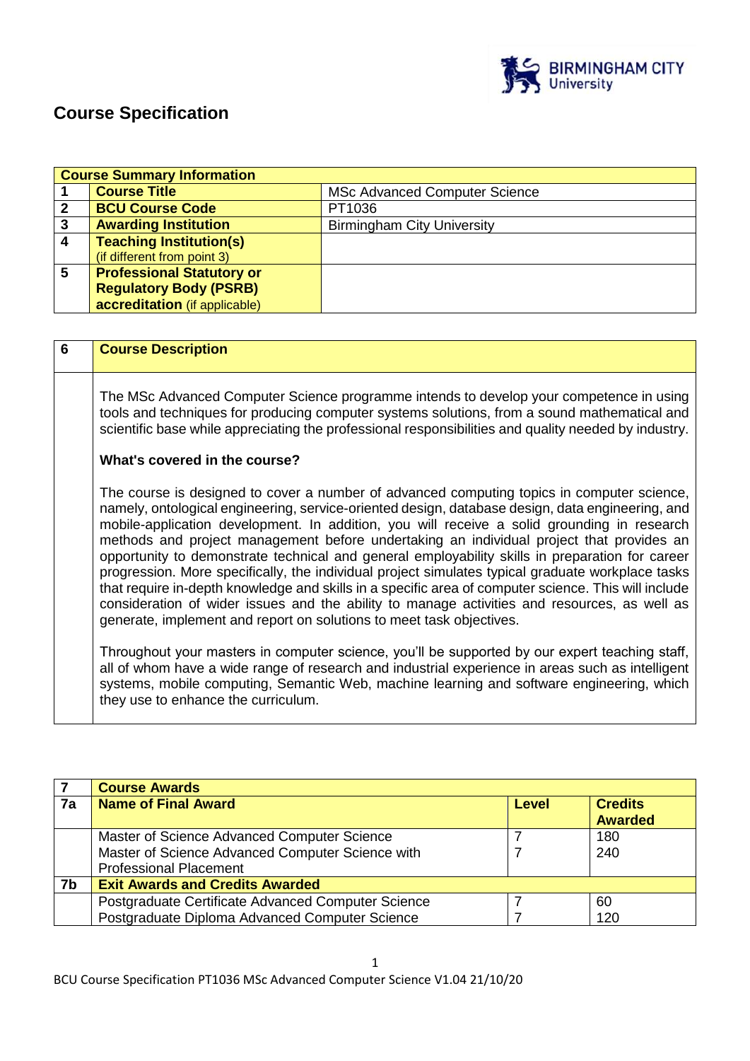# Course Specification

| Course Summary Information | | |
|---|---|---|
| 1 | **Course Title** | MSc Advanced Computer Science |
| 2 | **BCU Course Code** | PT1036 |
| 3 | **Awarding Institution** | Birmingham City University |
| 4 | **Teaching Institution(s)** (if different from point 3) | |
| 5 | **Professional Statutory or Regulatory Body (PSRB) accreditation** (if applicable) | |

| 6 | Course Description |
|---|---|
| | The MSc Advanced Computer Science programme intends to develop your competence in using tools and techniques for producing computer systems solutions, from a sound mathematical and scientific base while appreciating the professional responsibilities and quality needed by industry.<br><br>**What's covered in the course?**<br><br>The course is designed to cover a number of advanced computing topics in computer science, namely, ontological engineering, service-oriented design, database design, data engineering, and mobile-application development. In addition, you will receive a solid grounding in research methods and project management before undertaking an individual project that provides an opportunity to demonstrate technical and general employability skills in preparation for career progression. More specifically, the individual project simulates typical graduate workplace tasks that require in-depth knowledge and skills in a specific area of computer science. This will include consideration of wider issues and the ability to manage activities and resources, as well as generate, implement and report on solutions to meet task objectives.<br><br>Throughout your masters in computer science, you'll be supported by our expert teaching staff, all of whom have a wide range of research and industrial experience in areas such as intelligent systems, mobile computing, Semantic Web, machine learning and software engineering, which they use to enhance the curriculum. |

| 7 | **Course Awards** | | |
|---|---|---|---|
| **7a** | **Name of Final Award** | **Level** | **Credits Awarded** |
| | Master of Science Advanced Computer Science | 7 | 180 |
| | Master of Science Advanced Computer Science with Professional Placement | 7 | 240 |
| **7b** | **Exit Awards and Credits Awarded** | | |
| | Postgraduate Certificate Advanced Computer Science | 7 | 60 |
| | Postgraduate Diploma Advanced Computer Science | 7 | 120 |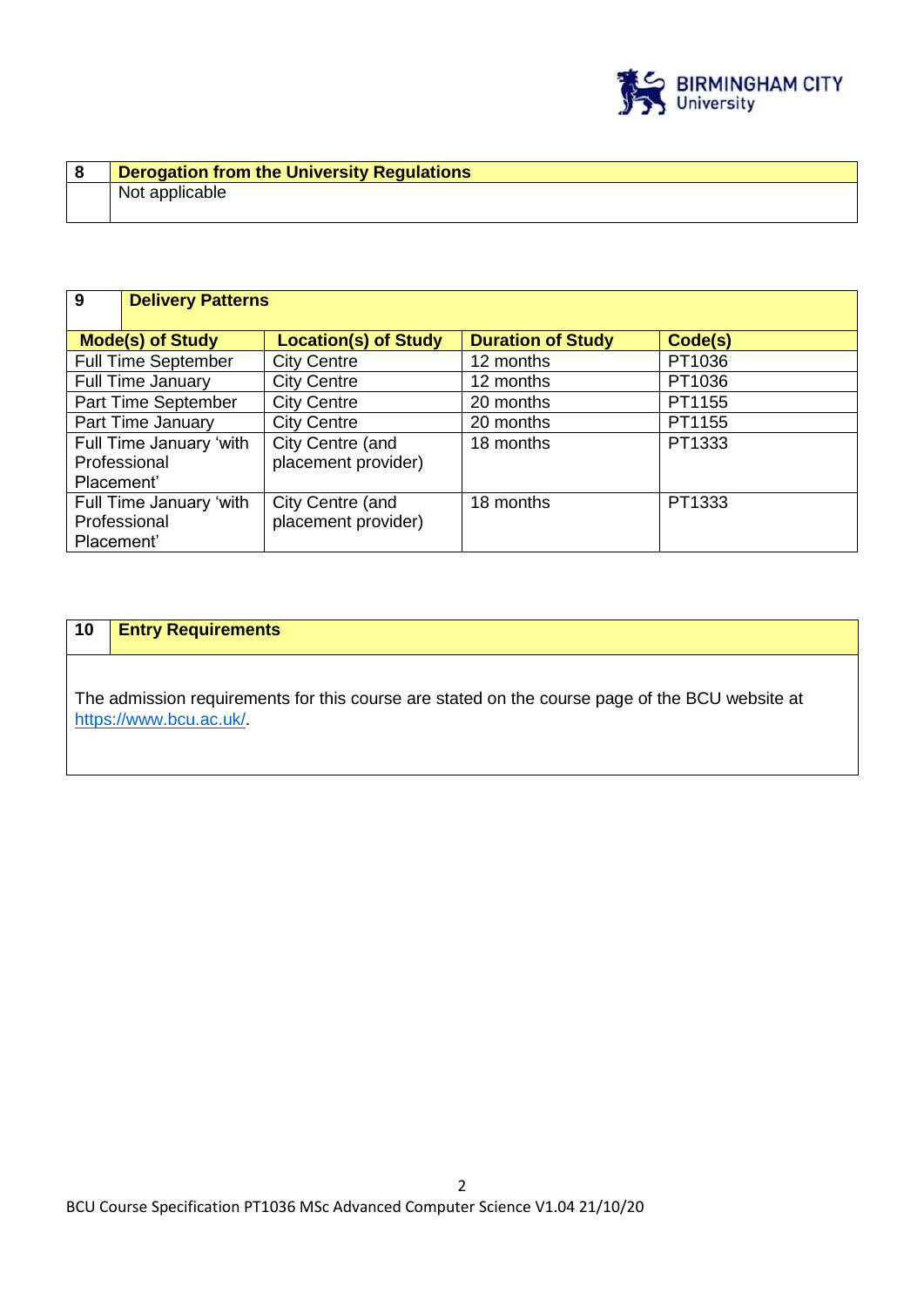| 8 | Derogation from the University Regulations |
|---|---|
| | Not applicable |

| 9 | Delivery Patterns | | |
|---|---|---|---|
| **Mode(s) of Study** | **Location(s) of Study** | **Duration of Study** | **Code(s)** |
| Full Time September | City Centre | 12 months | PT1036 |
| Full Time January | City Centre | 12 months | PT1036 |
| Part Time September | City Centre | 20 months | PT1155 |
| Part Time January | City Centre | 20 months | PT1155 |
| Full Time January 'with Professional Placement' | City Centre (and placement provider) | 18 months | PT1333 |
| Full Time January 'with Professional Placement' | City Centre (and placement provider) | 18 months | PT1333 |

| 10 | Entry Requirements |
|---|---|

The admission requirements for this course are stated on the course page of the BCU website at https://www.bcu.ac.uk/.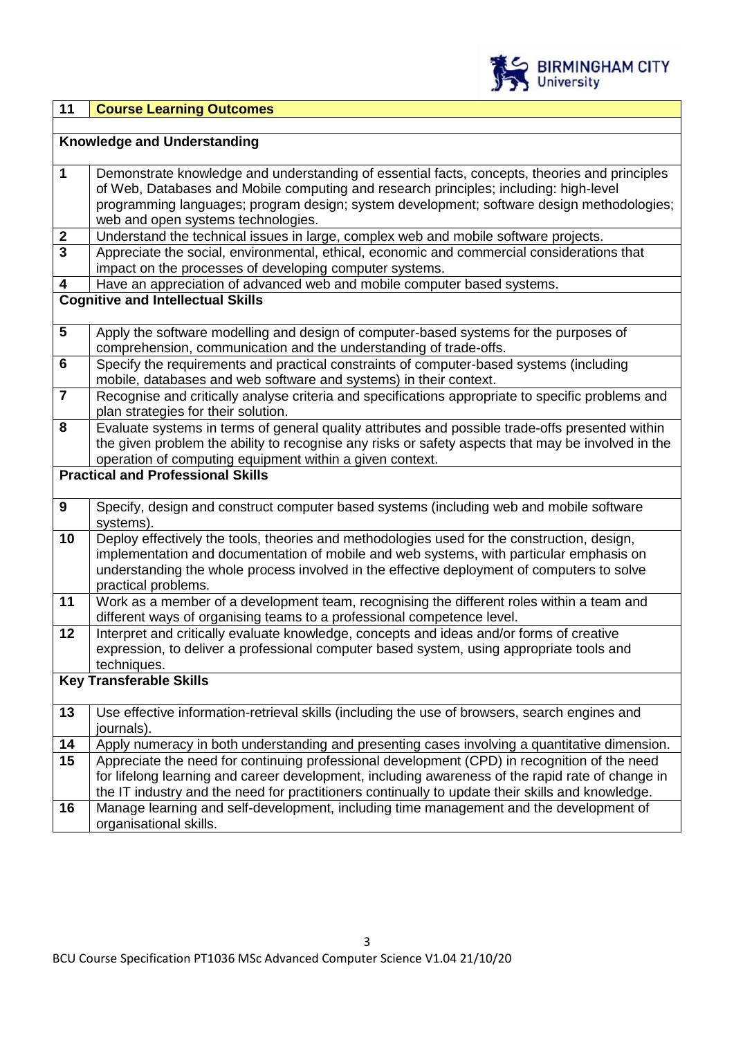| 11 | **Course Learning Outcomes** |
|---|---|
| | |
| **Knowledge and Understanding** | |
| 1 | Demonstrate knowledge and understanding of essential facts, concepts, theories and principles of Web, Databases and Mobile computing and research principles; including: high-level programming languages; program design; system development; software design methodologies; web and open systems technologies. |
| 2 | Understand the technical issues in large, complex web and mobile software projects. |
| 3 | Appreciate the social, environmental, ethical, economic and commercial considerations that impact on the processes of developing computer systems. |
| 4 | Have an appreciation of advanced web and mobile computer based systems. |
| **Cognitive and Intellectual Skills** | |
| 5 | Apply the software modelling and design of computer-based systems for the purposes of comprehension, communication and the understanding of trade-offs. |
| 6 | Specify the requirements and practical constraints of computer-based systems (including mobile, databases and web software and systems) in their context. |
| 7 | Recognise and critically analyse criteria and specifications appropriate to specific problems and plan strategies for their solution. |
| 8 | Evaluate systems in terms of general quality attributes and possible trade-offs presented within the given problem the ability to recognise any risks or safety aspects that may be involved in the operation of computing equipment within a given context. |
| **Practical and Professional Skills** | |
| 9 | Specify, design and construct computer based systems (including web and mobile software systems). |
| 10 | Deploy effectively the tools, theories and methodologies used for the construction, design, implementation and documentation of mobile and web systems, with particular emphasis on understanding the whole process involved in the effective deployment of computers to solve practical problems. |
| 11 | Work as a member of a development team, recognising the different roles within a team and different ways of organising teams to a professional competence level. |
| 12 | Interpret and critically evaluate knowledge, concepts and ideas and/or forms of creative expression, to deliver a professional computer based system, using appropriate tools and techniques. |
| **Key Transferable Skills** | |
| 13 | Use effective information-retrieval skills (including the use of browsers, search engines and journals). |
| 14 | Apply numeracy in both understanding and presenting cases involving a quantitative dimension. |
| 15 | Appreciate the need for continuing professional development (CPD) in recognition of the need for lifelong learning and career development, including awareness of the rapid rate of change in the IT industry and the need for practitioners continually to update their skills and knowledge. |
| 16 | Manage learning and self-development, including time management and the development of organisational skills. |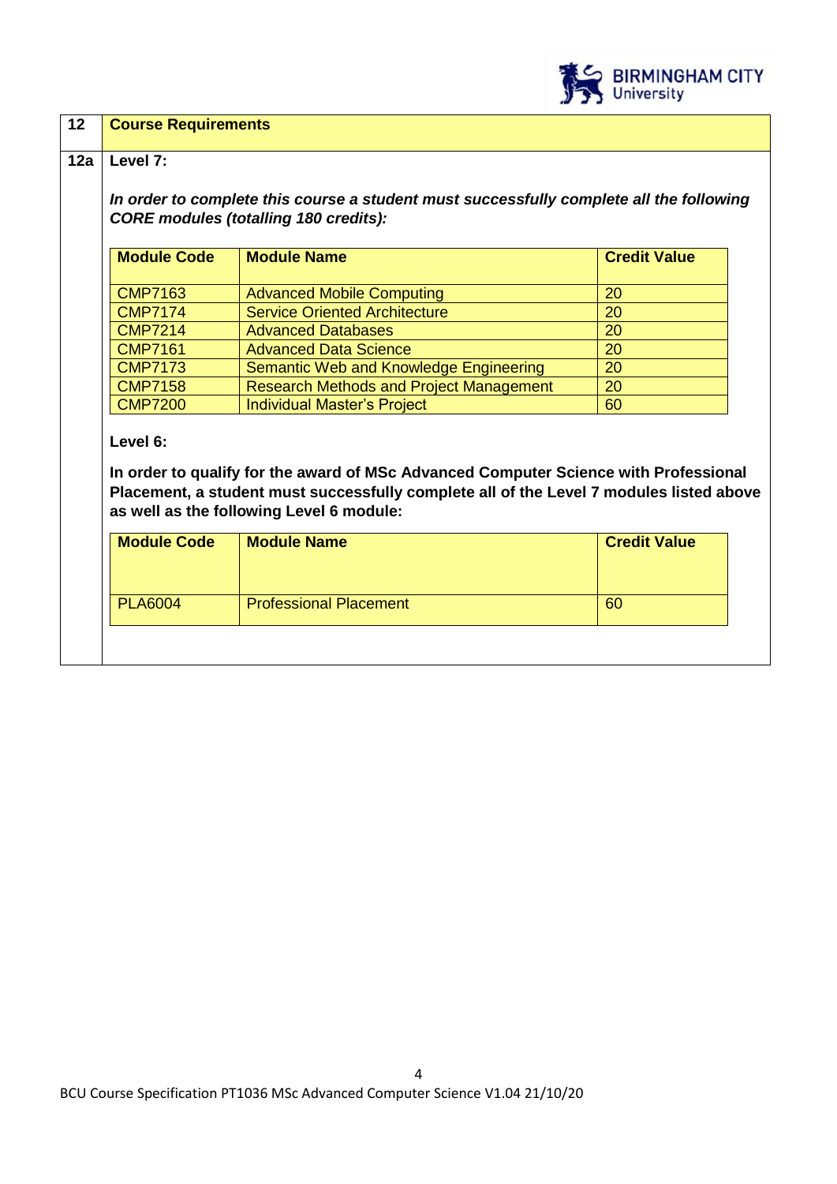## 12 Course Requirements

### 12a Level 7:

***In order to complete this course a student must successfully complete all the following CORE modules (totalling 180 credits):***

| Module Code | Module Name | Credit Value |
|---|---|---|
| CMP7163 | Advanced Mobile Computing | 20 |
| CMP7174 | Service Oriented Architecture | 20 |
| CMP7214 | Advanced Databases | 20 |
| CMP7161 | Advanced Data Science | 20 |
| CMP7173 | Semantic Web and Knowledge Engineering | 20 |
| CMP7158 | Research Methods and Project Management | 20 |
| CMP7200 | Individual Master's Project | 60 |

**Level 6:**

**In order to qualify for the award of MSc Advanced Computer Science with Professional Placement, a student must successfully complete all of the Level 7 modules listed above as well as the following Level 6 module:**

| Module Code | Module Name | Credit Value |
|---|---|---|
| PLA6004 | Professional Placement | 60 |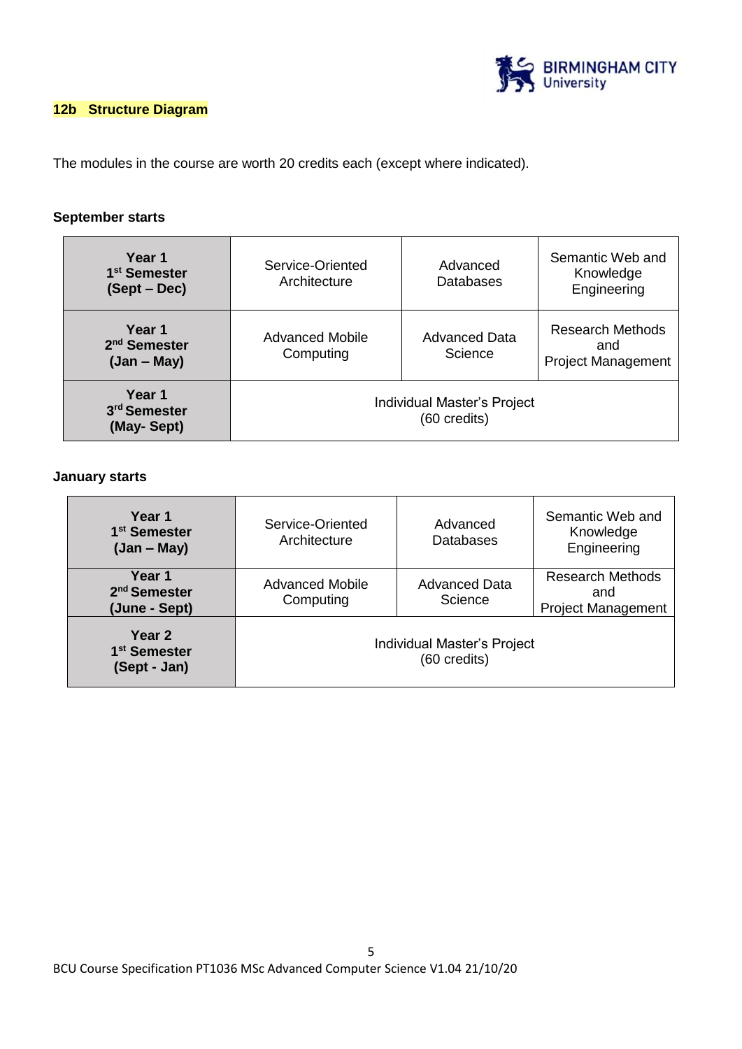## 12b Structure Diagram

The modules in the course are worth 20 credits each (except where indicated).

**September starts**

| | | | |
|---|---|---|---|
| **Year 1 1st Semester (Sept – Dec)** | Service-Oriented Architecture | Advanced Databases | Semantic Web and Knowledge Engineering |
| **Year 1 2nd Semester (Jan – May)** | Advanced Mobile Computing | Advanced Data Science | Research Methods and Project Management |
| **Year 1 3rd Semester (May- Sept)** | Individual Master's Project (60 credits) | | |

**January starts**

| | | | |
|---|---|---|---|
| **Year 1 1st Semester (Jan – May)** | Service-Oriented Architecture | Advanced Databases | Semantic Web and Knowledge Engineering |
| **Year 1 2nd Semester (June - Sept)** | Advanced Mobile Computing | Advanced Data Science | Research Methods and Project Management |
| **Year 2 1st Semester (Sept - Jan)** | Individual Master's Project (60 credits) | | |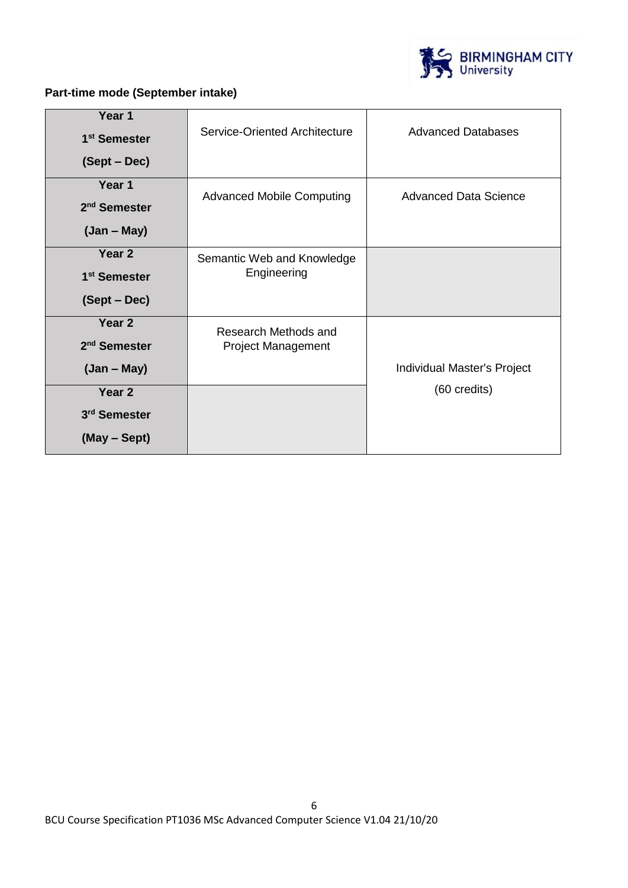**Part-time mode (September intake)**

| | | |
|---|---|---|
| **Year 1 1st Semester (Sept – Dec)** | Service-Oriented Architecture | Advanced Databases |
| **Year 1 2nd Semester (Jan – May)** | Advanced Mobile Computing | Advanced Data Science |
| **Year 2 1st Semester (Sept – Dec)** | Semantic Web and Knowledge Engineering | |
| **Year 2 2nd Semester (Jan – May)** | Research Methods and Project Management | Individual Master's Project (60 credits) |
| **Year 2 3rd Semester (May – Sept)** | | |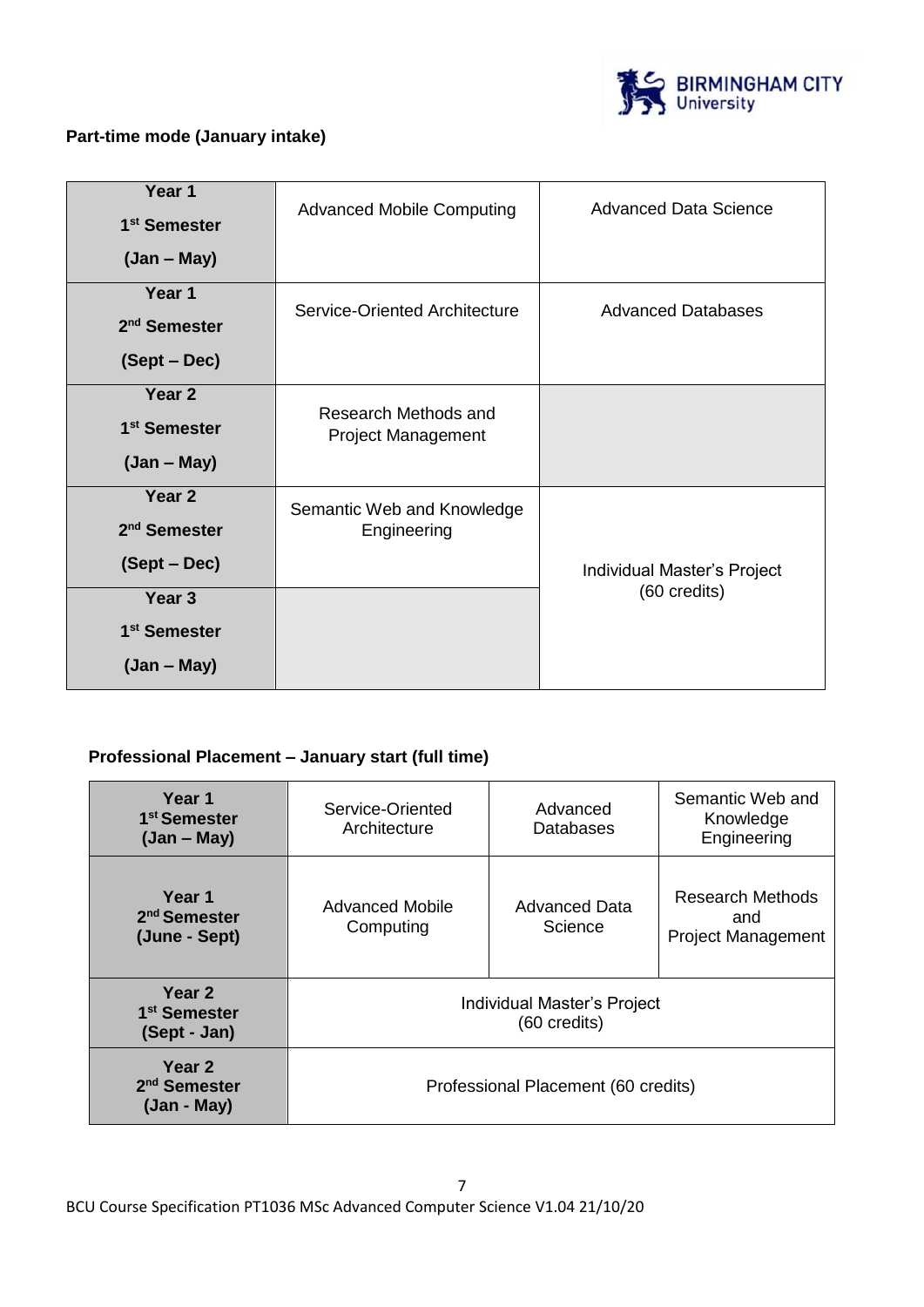**Part-time mode (January intake)**

| Year 1 1st Semester (Jan – May) | Advanced Mobile Computing | Advanced Data Science |
|---|---|---|
| Year 1 2nd Semester (Sept – Dec) | Service-Oriented Architecture | Advanced Databases |
| Year 2 1st Semester (Jan – May) | Research Methods and Project Management | |
| Year 2 2nd Semester (Sept – Dec) | Semantic Web and Knowledge Engineering | Individual Master's Project (60 credits) |
| Year 3 1st Semester (Jan – May) | | |

**Professional Placement – January start (full time)**

| Year 1 1st Semester (Jan – May) | Service-Oriented Architecture | Advanced Databases | Semantic Web and Knowledge Engineering |
|---|---|---|---|
| Year 1 2nd Semester (June - Sept) | Advanced Mobile Computing | Advanced Data Science | Research Methods and Project Management |
| Year 2 1st Semester (Sept - Jan) | Individual Master's Project (60 credits) | | |
| Year 2 2nd Semester (Jan - May) | Professional Placement (60 credits) | | |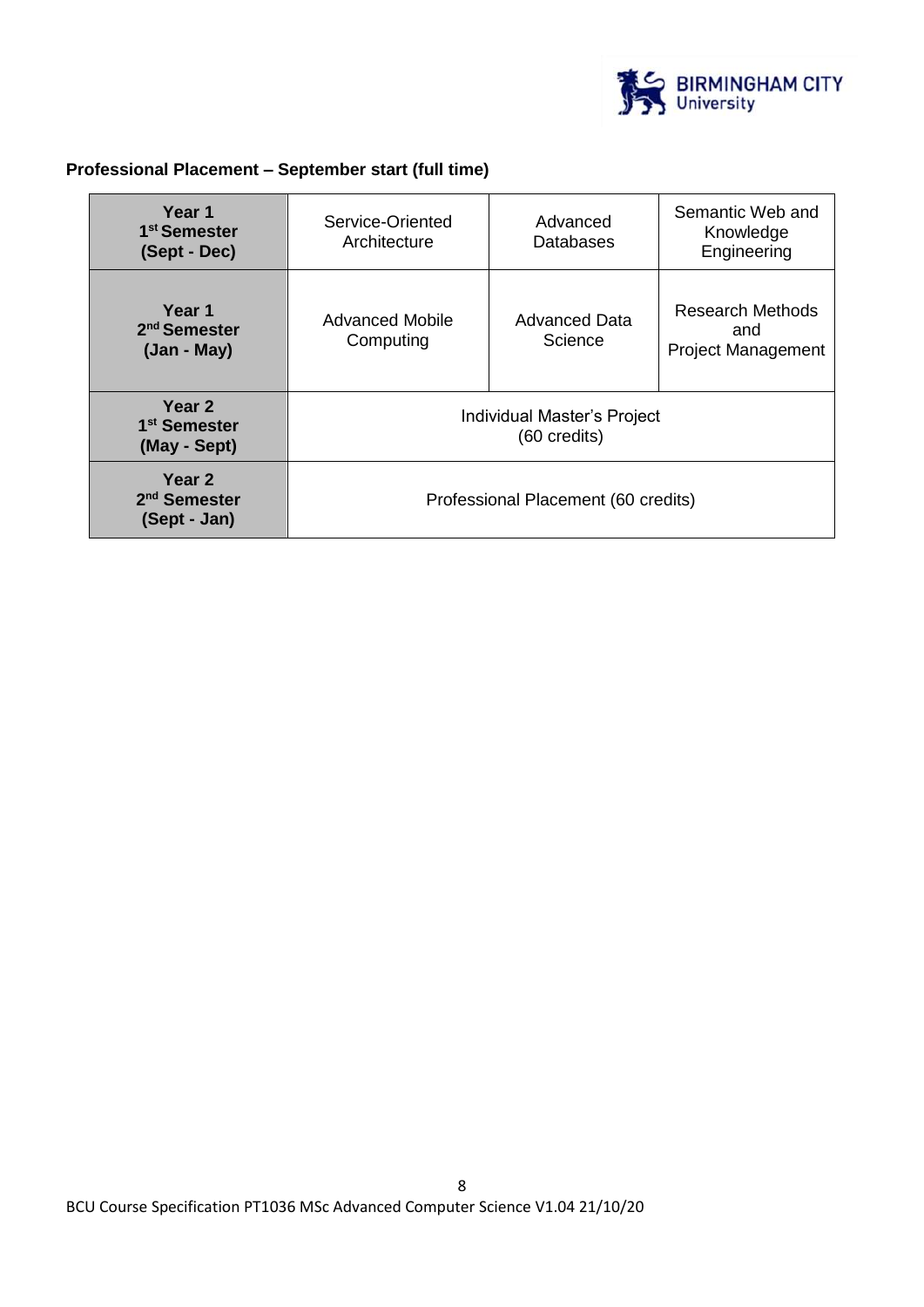**Professional Placement – September start (full time)**

| | | | |
|---|---|---|---|
| **Year 1 1st Semester (Sept - Dec)** | Service-Oriented Architecture | Advanced Databases | Semantic Web and Knowledge Engineering |
| **Year 1 2nd Semester (Jan - May)** | Advanced Mobile Computing | Advanced Data Science | Research Methods and Project Management |
| **Year 2 1st Semester (May - Sept)** | Individual Master's Project (60 credits) | | |
| **Year 2 2nd Semester (Sept - Jan)** | Professional Placement (60 credits) | | |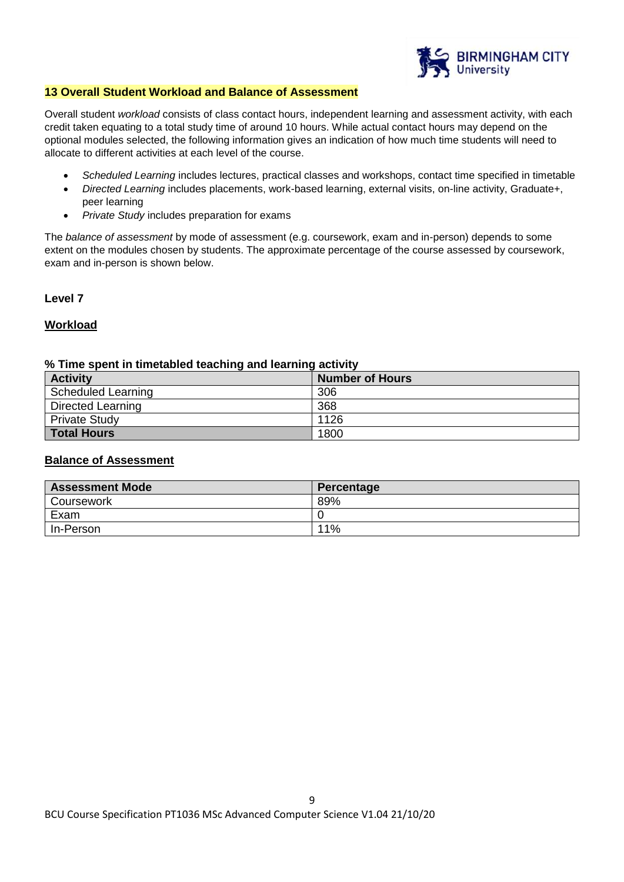## 13 Overall Student Workload and Balance of Assessment

Overall student *workload* consists of class contact hours, independent learning and assessment activity, with each credit taken equating to a total study time of around 10 hours. While actual contact hours may depend on the optional modules selected, the following information gives an indication of how much time students will need to allocate to different activities at each level of the course.

- *Scheduled Learning* includes lectures, practical classes and workshops, contact time specified in timetable
- *Directed Learning* includes placements, work-based learning, external visits, on-line activity, Graduate+, peer learning
- *Private Study* includes preparation for exams

The *balance of assessment* by mode of assessment (e.g. coursework, exam and in-person) depends to some extent on the modules chosen by students. The approximate percentage of the course assessed by coursework, exam and in-person is shown below.

### Level 7

**Workload**

**% Time spent in timetabled teaching and learning activity**

| Activity | Number of Hours |
|---|---|
| Scheduled Learning | 306 |
| Directed Learning | 368 |
| Private Study | 1126 |
| **Total Hours** | 1800 |

**Balance of Assessment**

| Assessment Mode | Percentage |
|---|---|
| Coursework | 89% |
| Exam | 0 |
| In-Person | 11% |